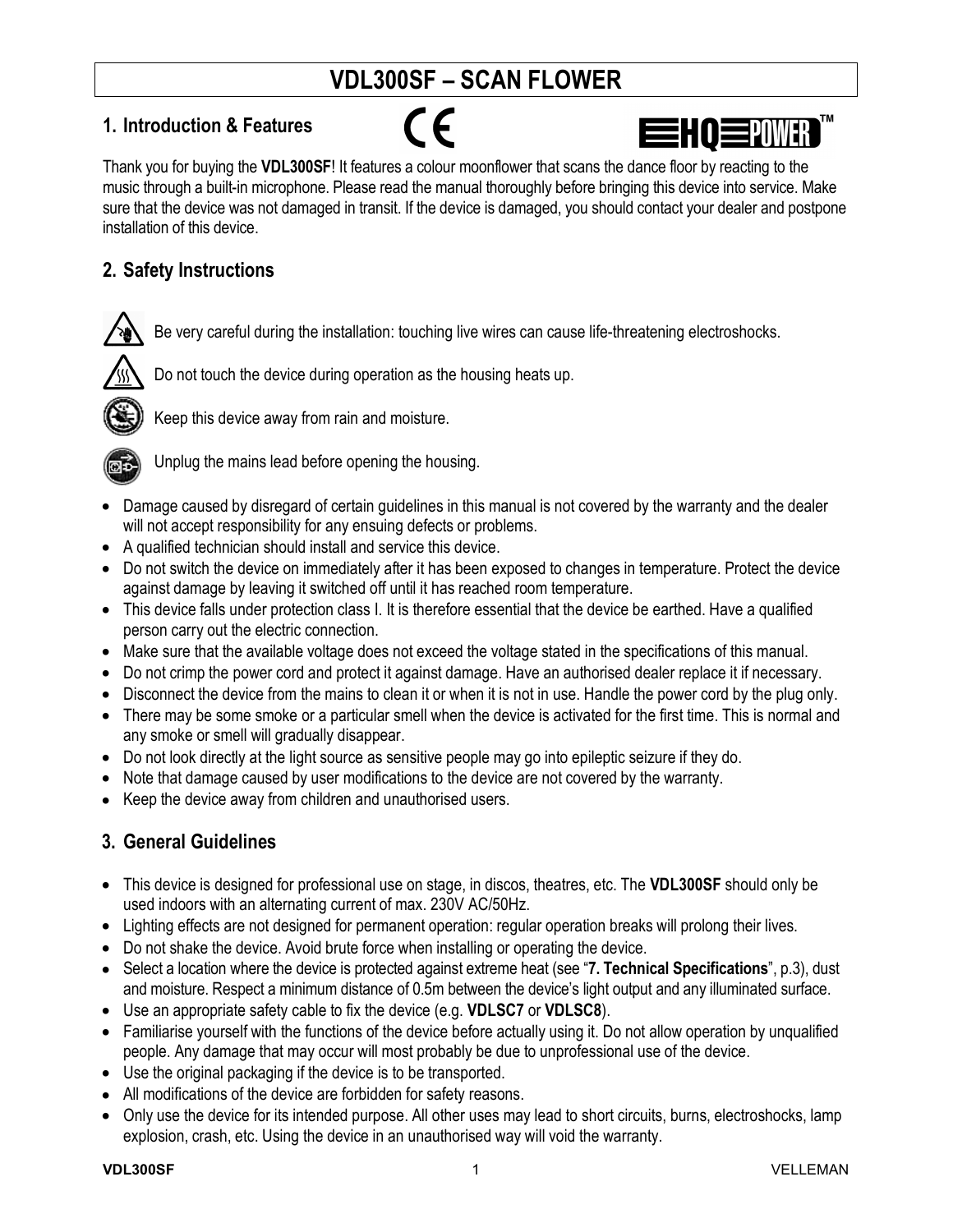# VDL300SF – SCAN FLOWER

## 1. Introduction & Features

Thank you for buying the **VDL300SF**! It features a colour moonflower that scans the dance floor by reacting to the music through a built-in microphone. Please read the manual thoroughly before bringing this device into service. Make sure that the device was not damaged in transit. If the device is damaged, you should contact your dealer and postpone installation of this device.

## 2. Safety Instructions

Be very careful during the installation: touching live wires can cause life-threatening electroshocks.

Do not touch the device during operation as the housing heats up.

Keep this device away from rain and moisture.

Unplug the mains lead before opening the housing.

- Damage caused by disregard of certain guidelines in this manual is not covered by the warranty and the dealer will not accept responsibility for any ensuing defects or problems.
- A qualified technician should install and service this device.
- Do not switch the device on immediately after it has been exposed to changes in temperature. Protect the device against damage by leaving it switched off until it has reached room temperature.
- This device falls under protection class I. It is therefore essential that the device be earthed. Have a qualified person carry out the electric connection.
- Make sure that the available voltage does not exceed the voltage stated in the specifications of this manual.
- Do not crimp the power cord and protect it against damage. Have an authorised dealer replace it if necessary.
- Disconnect the device from the mains to clean it or when it is not in use. Handle the power cord by the plug only.
- There may be some smoke or a particular smell when the device is activated for the first time. This is normal and any smoke or smell will gradually disappear.
- Do not look directly at the light source as sensitive people may go into epileptic seizure if they do.
- Note that damage caused by user modifications to the device are not covered by the warranty.
- Keep the device away from children and unauthorised users.

## 3. General Guidelines

- This device is designed for professional use on stage, in discos, theatres, etc. The **VDL300SF** should only be used indoors with an alternating current of max. 230V AC/50Hz.
- Lighting effects are not designed for permanent operation: regular operation breaks will prolong their lives.
- Do not shake the device. Avoid brute force when installing or operating the device.
- Select a location where the device is protected against extreme heat (see "**7. Technical Specifications**", p.3), dust and moisture. Respect a minimum distance of 0.5m between the device's light output and any illuminated surface.
- Use an appropriate safety cable to fix the device (e.g. **VDLSC7** or **VDLSC8**).
- Familiarise yourself with the functions of the device before actually using it. Do not allow operation by unqualified people. Any damage that may occur will most probably be due to unprofessional use of the device.
- Use the original packaging if the device is to be transported.
- All modifications of the device are forbidden for safety reasons.
- Only use the device for its intended purpose. All other uses may lead to short circuits, burns, electroshocks, lamp explosion, crash, etc. Using the device in an unauthorised way will void the warranty.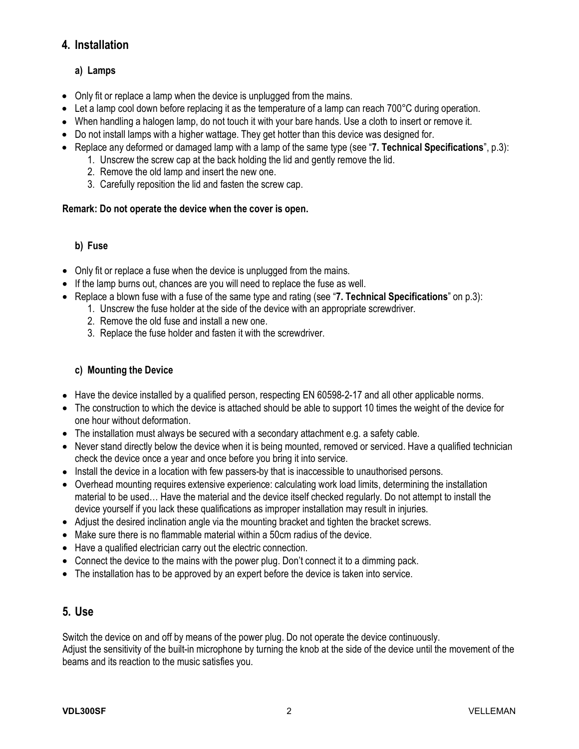## 4. Installation

### a) Lamps

- Only fit or replace a lamp when the device is unplugged from the mains.
- Let a lamp cool down before replacing it as the temperature of a lamp can reach 700°C during operation.
- When handling a halogen lamp, do not touch it with your bare hands. Use a cloth to insert or remove it.
- Do not install lamps with a higher wattage. They get hotter than this device was designed for.
- Replace any deformed or damaged lamp with a lamp of the same type (see "**7. Technical Specifications**", p.3):
    1. Unscrew the screw cap at the back holding the lid and gently remove the lid.
    2. Remove the old lamp and insert the new one.
    3. Carefully reposition the lid and fasten the screw cap.

**Remark: Do not operate the device when the cover is open.**

### b) Fuse

- Only fit or replace a fuse when the device is unplugged from the mains.
- If the lamp burns out, chances are you will need to replace the fuse as well.
- Replace a blown fuse with a fuse of the same type and rating (see "**7. Technical Specifications**" on p.3):
    1. Unscrew the fuse holder at the side of the device with an appropriate screwdriver.
    2. Remove the old fuse and install a new one.
    3. Replace the fuse holder and fasten it with the screwdriver.

### c) Mounting the Device

- Have the device installed by a qualified person, respecting EN 60598-2-17 and all other applicable norms.
- The construction to which the device is attached should be able to support 10 times the weight of the device for one hour without deformation.
- The installation must always be secured with a secondary attachment e.g. a safety cable.
- Never stand directly below the device when it is being mounted, removed or serviced. Have a qualified technician check the device once a year and once before you bring it into service.
- Install the device in a location with few passers-by that is inaccessible to unauthorised persons.
- Overhead mounting requires extensive experience: calculating work load limits, determining the installation material to be used… Have the material and the device itself checked regularly. Do not attempt to install the device yourself if you lack these qualifications as improper installation may result in injuries.
- Adjust the desired inclination angle via the mounting bracket and tighten the bracket screws.
- Make sure there is no flammable material within a 50cm radius of the device.
- Have a qualified electrician carry out the electric connection.
- Connect the device to the mains with the power plug. Don't connect it to a dimming pack.
- The installation has to be approved by an expert before the device is taken into service.

## 5. Use

Switch the device on and off by means of the power plug. Do not operate the device continuously.
Adjust the sensitivity of the built-in microphone by turning the knob at the side of the device until the movement of the beams and its reaction to the music satisfies you.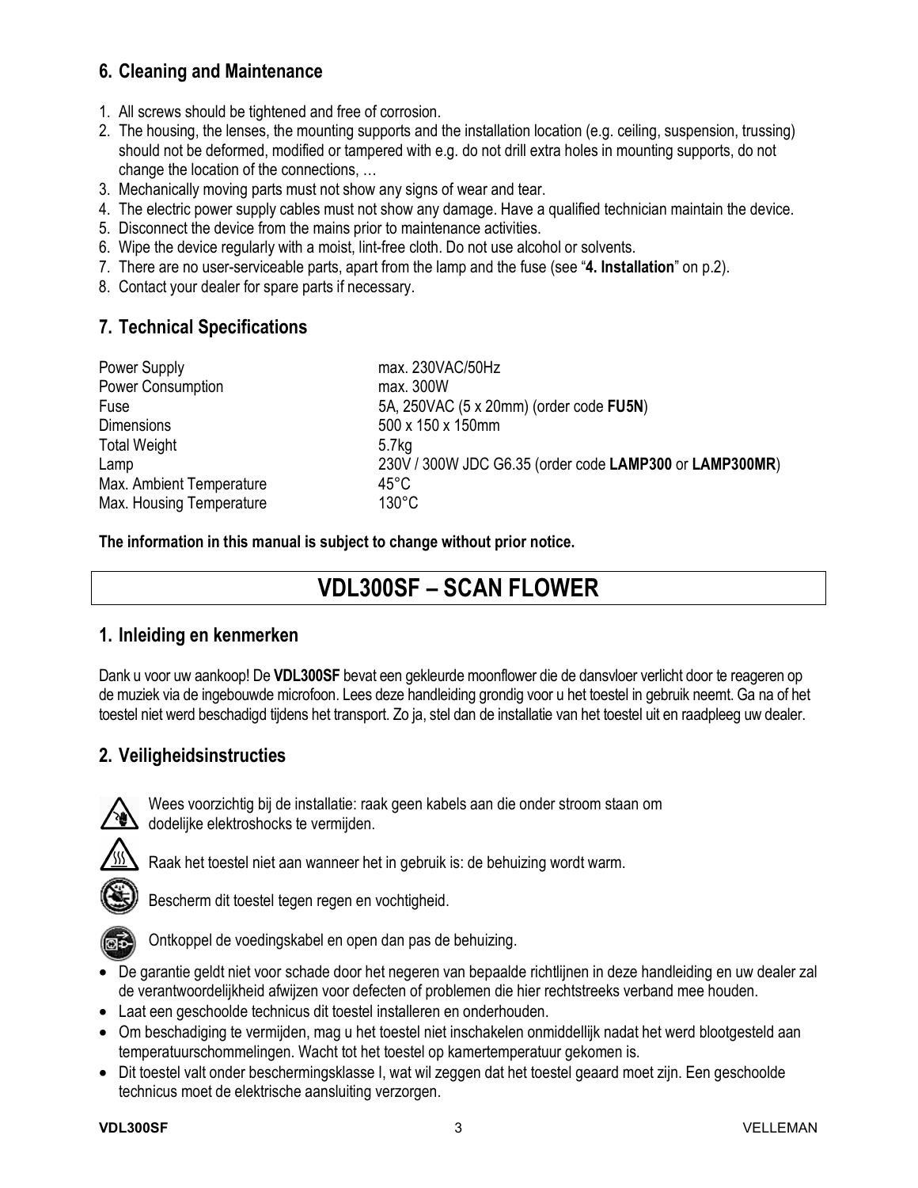## 6. Cleaning and Maintenance

1. All screws should be tightened and free of corrosion.
2. The housing, the lenses, the mounting supports and the installation location (e.g. ceiling, suspension, trussing) should not be deformed, modified or tampered with e.g. do not drill extra holes in mounting supports, do not change the location of the connections, …
3. Mechanically moving parts must not show any signs of wear and tear.
4. The electric power supply cables must not show any damage. Have a qualified technician maintain the device.
5. Disconnect the device from the mains prior to maintenance activities.
6. Wipe the device regularly with a moist, lint-free cloth. Do not use alcohol or solvents.
7. There are no user-serviceable parts, apart from the lamp and the fuse (see "**4. Installation**" on p.2).
8. Contact your dealer for spare parts if necessary.

## 7. Technical Specifications

| | |
|---|---|
| Power Supply | max. 230VAC/50Hz |
| Power Consumption | max. 300W |
| Fuse | 5A, 250VAC (5 x 20mm) (order code **FU5N**) |
| Dimensions | 500 x 150 x 150mm |
| Total Weight | 5.7kg |
| Lamp | 230V / 300W JDC G6.35 (order code **LAMP300** or **LAMP300MR**) |
| Max. Ambient Temperature | 45°C |
| Max. Housing Temperature | 130°C |

**The information in this manual is subject to change without prior notice.**

# VDL300SF – SCAN FLOWER

## 1. Inleiding en kenmerken

Dank u voor uw aankoop! De **VDL300SF** bevat een gekleurde moonflower die de dansvloer verlicht door te reageren op de muziek via de ingebouwde microfoon. Lees deze handleiding grondig voor u het toestel in gebruik neemt. Ga na of het toestel niet werd beschadigd tijdens het transport. Zo ja, stel dan de installatie van het toestel uit en raadpleeg uw dealer.

## 2. Veiligheidsinstructies

Wees voorzichtig bij de installatie: raak geen kabels aan die onder stroom staan om dodelijke elektroshocks te vermijden.

Raak het toestel niet aan wanneer het in gebruik is: de behuizing wordt warm.

Bescherm dit toestel tegen regen en vochtigheid.

Ontkoppel de voedingskabel en open dan pas de behuizing.

- De garantie geldt niet voor schade door het negeren van bepaalde richtlijnen in deze handleiding en uw dealer zal de verantwoordelijkheid afwijzen voor defecten of problemen die hier rechtstreeks verband mee houden.
- Laat een geschoolde technicus dit toestel installeren en onderhouden.
- Om beschadiging te vermijden, mag u het toestel niet inschakelen onmiddellijk nadat het werd blootgesteld aan temperatuurschommelingen. Wacht tot het toestel op kamertemperatuur gekomen is.
- Dit toestel valt onder beschermingsklasse I, wat wil zeggen dat het toestel geaard moet zijn. Een geschoolde technicus moet de elektrische aansluiting verzorgen.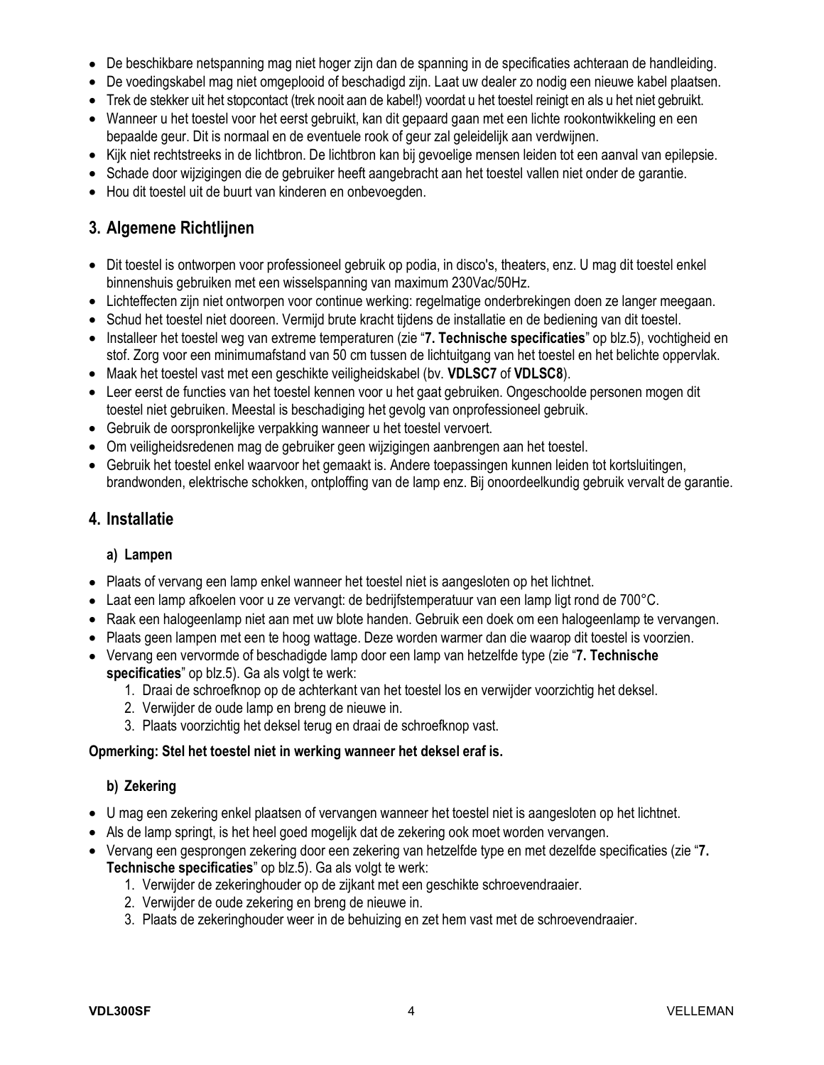- De beschikbare netspanning mag niet hoger zijn dan de spanning in de specificaties achteraan de handleiding.
- De voedingskabel mag niet omgeplooid of beschadigd zijn. Laat uw dealer zo nodig een nieuwe kabel plaatsen.
- Trek de stekker uit het stopcontact (trek nooit aan de kabel!) voordat u het toestel reinigt en als u het niet gebruikt.
- Wanneer u het toestel voor het eerst gebruikt, kan dit gepaard gaan met een lichte rookontwikkeling en een bepaalde geur. Dit is normaal en de eventuele rook of geur zal geleidelijk aan verdwijnen.
- Kijk niet rechtstreeks in de lichtbron. De lichtbron kan bij gevoelige mensen leiden tot een aanval van epilepsie.
- Schade door wijzigingen die de gebruiker heeft aangebracht aan het toestel vallen niet onder de garantie.
- Hou dit toestel uit de buurt van kinderen en onbevoegden.

## 3. Algemene Richtlijnen

- Dit toestel is ontworpen voor professioneel gebruik op podia, in disco's, theaters, enz. U mag dit toestel enkel binnenshuis gebruiken met een wisselspanning van maximum 230Vac/50Hz.
- Lichteffecten zijn niet ontworpen voor continue werking: regelmatige onderbrekingen doen ze langer meegaan.
- Schud het toestel niet dooreen. Vermijd brute kracht tijdens de installatie en de bediening van dit toestel.
- Installeer het toestel weg van extreme temperaturen (zie "**7. Technische specificaties**" op blz.5), vochtigheid en stof. Zorg voor een minimumafstand van 50 cm tussen de lichtuitgang van het toestel en het belichte oppervlak.
- Maak het toestel vast met een geschikte veiligheidskabel (bv. **VDLSC7** of **VDLSC8**).
- Leer eerst de functies van het toestel kennen voor u het gaat gebruiken. Ongeschoolde personen mogen dit toestel niet gebruiken. Meestal is beschadiging het gevolg van onprofessioneel gebruik.
- Gebruik de oorspronkelijke verpakking wanneer u het toestel vervoert.
- Om veiligheidsredenen mag de gebruiker geen wijzigingen aanbrengen aan het toestel.
- Gebruik het toestel enkel waarvoor het gemaakt is. Andere toepassingen kunnen leiden tot kortsluitingen, brandwonden, elektrische schokken, ontploffing van de lamp enz. Bij onoordeelkundig gebruik vervalt de garantie.

## 4. Installatie

### a) Lampen

- Plaats of vervang een lamp enkel wanneer het toestel niet is aangesloten op het lichtnet.
- Laat een lamp afkoelen voor u ze vervangt: de bedrijfstemperatuur van een lamp ligt rond de 700°C.
- Raak een halogeenlamp niet aan met uw blote handen. Gebruik een doek om een halogeenlamp te vervangen.
- Plaats geen lampen met een te hoog wattage. Deze worden warmer dan die waarop dit toestel is voorzien.
- Vervang een vervormde of beschadigde lamp door een lamp van hetzelfde type (zie "**7. Technische specificaties**" op blz.5). Ga als volgt te werk:
  1. Draai de schroefknop op de achterkant van het toestel los en verwijder voorzichtig het deksel.
  2. Verwijder de oude lamp en breng de nieuwe in.
  3. Plaats voorzichtig het deksel terug en draai de schroefknop vast.

**Opmerking: Stel het toestel niet in werking wanneer het deksel eraf is.**

### b) Zekering

- U mag een zekering enkel plaatsen of vervangen wanneer het toestel niet is aangesloten op het lichtnet.
- Als de lamp springt, is het heel goed mogelijk dat de zekering ook moet worden vervangen.
- Vervang een gesprongen zekering door een zekering van hetzelfde type en met dezelfde specificaties (zie "**7. Technische specificaties**" op blz.5). Ga als volgt te werk:
  1. Verwijder de zekeringhouder op de zijkant met een geschikte schroevendraaier.
  2. Verwijder de oude zekering en breng de nieuwe in.
  3. Plaats de zekeringhouder weer in de behuizing en zet hem vast met de schroevendraaier.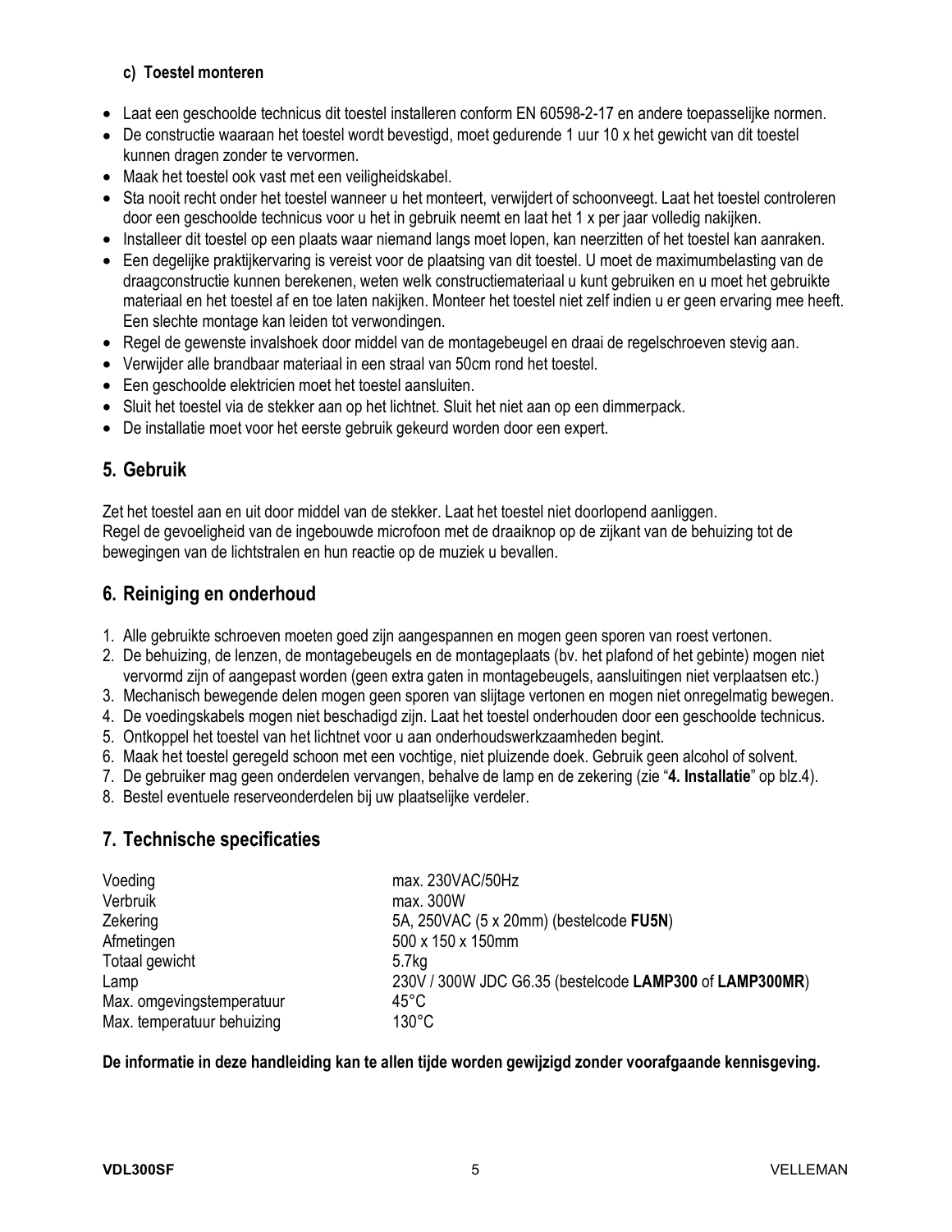### c) Toestel monteren

- Laat een geschoolde technicus dit toestel installeren conform EN 60598-2-17 en andere toepasselijke normen.
- De constructie waaraan het toestel wordt bevestigd, moet gedurende 1 uur 10 x het gewicht van dit toestel kunnen dragen zonder te vervormen.
- Maak het toestel ook vast met een veiligheidskabel.
- Sta nooit recht onder het toestel wanneer u het monteert, verwijdert of schoonveegt. Laat het toestel controleren door een geschoolde technicus voor u het in gebruik neemt en laat het 1 x per jaar volledig nakijken.
- Installeer dit toestel op een plaats waar niemand langs moet lopen, kan neerzitten of het toestel kan aanraken.
- Een degelijke praktijkervaring is vereist voor de plaatsing van dit toestel. U moet de maximumbelasting van de draagconstructie kunnen berekenen, weten welk constructiemateriaal u kunt gebruiken en u moet het gebruikte materiaal en het toestel af en toe laten nakijken. Monteer het toestel niet zelf indien u er geen ervaring mee heeft. Een slechte montage kan leiden tot verwondingen.
- Regel de gewenste invalshoek door middel van de montagebeugel en draai de regelschroeven stevig aan.
- Verwijder alle brandbaar materiaal in een straal van 50cm rond het toestel.
- Een geschoolde elektricien moet het toestel aansluiten.
- Sluit het toestel via de stekker aan op het lichtnet. Sluit het niet aan op een dimmerpack.
- De installatie moet voor het eerste gebruik gekeurd worden door een expert.

## 5. Gebruik

Zet het toestel aan en uit door middel van de stekker. Laat het toestel niet doorlopend aanliggen.
Regel de gevoeligheid van de ingebouwde microfoon met de draaiknop op de zijkant van de behuizing tot de bewegingen van de lichtstralen en hun reactie op de muziek u bevallen.

## 6. Reiniging en onderhoud

1. Alle gebruikte schroeven moeten goed zijn aangespannen en mogen geen sporen van roest vertonen.
2. De behuizing, de lenzen, de montagebeugels en de montageplaats (bv. het plafond of het gebinte) mogen niet vervormd zijn of aangepast worden (geen extra gaten in montagebeugels, aansluitingen niet verplaatsen etc.)
3. Mechanisch bewegende delen mogen geen sporen van slijtage vertonen en mogen niet onregelmatig bewegen.
4. De voedingskabels mogen niet beschadigd zijn. Laat het toestel onderhouden door een geschoolde technicus.
5. Ontkoppel het toestel van het lichtnet voor u aan onderhoudswerkzaamheden begint.
6. Maak het toestel geregeld schoon met een vochtige, niet pluizende doek. Gebruik geen alcohol of solvent.
7. De gebruiker mag geen onderdelen vervangen, behalve de lamp en de zekering (zie "**4. Installatie**" op blz.4).
8. Bestel eventuele reserveonderdelen bij uw plaatselijke verdeler.

## 7. Technische specificaties

| | |
|---|---|
| Voeding | max. 230VAC/50Hz |
| Verbruik | max. 300W |
| Zekering | 5A, 250VAC (5 x 20mm) (bestelcode **FU5N**) |
| Afmetingen | 500 x 150 x 150mm |
| Totaal gewicht | 5.7kg |
| Lamp | 230V / 300W JDC G6.35 (bestelcode **LAMP300** of **LAMP300MR**) |
| Max. omgevingstemperatuur | 45°C |
| Max. temperatuur behuizing | 130°C |

**De informatie in deze handleiding kan te allen tijde worden gewijzigd zonder voorafgaande kennisgeving.**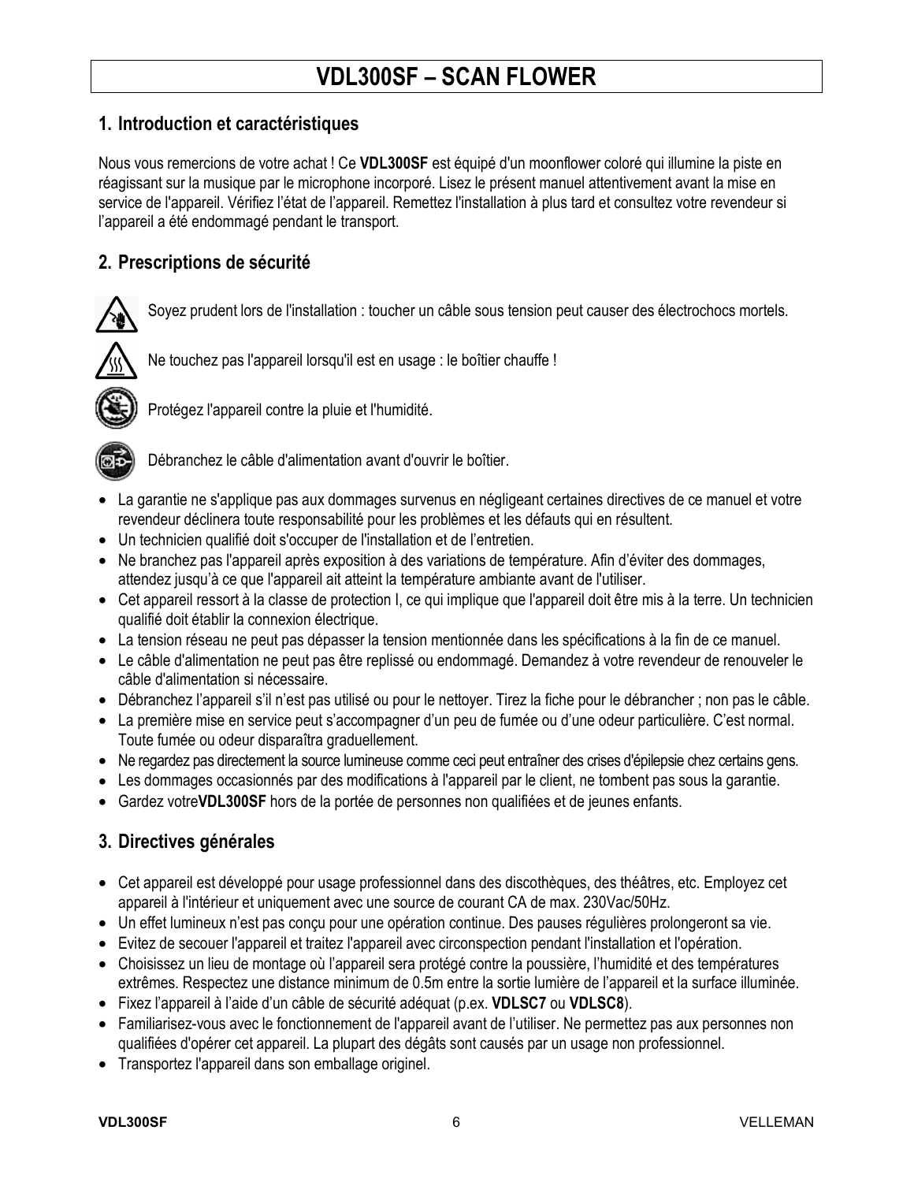# VDL300SF – SCAN FLOWER

## 1. Introduction et caractéristiques

Nous vous remercions de votre achat ! Ce **VDL300SF** est équipé d'un moonflower coloré qui illumine la piste en réagissant sur la musique par le microphone incorporé. Lisez le présent manuel attentivement avant la mise en service de l'appareil. Vérifiez l'état de l'appareil. Remettez l'installation à plus tard et consultez votre revendeur si l'appareil a été endommagé pendant le transport.

## 2. Prescriptions de sécurité

Soyez prudent lors de l'installation : toucher un câble sous tension peut causer des électrochocs mortels.

Ne touchez pas l'appareil lorsqu'il est en usage : le boîtier chauffe !

Protégez l'appareil contre la pluie et l'humidité.

Débranchez le câble d'alimentation avant d'ouvrir le boîtier.

- La garantie ne s'applique pas aux dommages survenus en négligeant certaines directives de ce manuel et votre revendeur déclinera toute responsabilité pour les problèmes et les défauts qui en résultent.
- Un technicien qualifié doit s'occuper de l'installation et de l'entretien.
- Ne branchez pas l'appareil après exposition à des variations de température. Afin d'éviter des dommages, attendez jusqu'à ce que l'appareil ait atteint la température ambiante avant de l'utiliser.
- Cet appareil ressort à la classe de protection I, ce qui implique que l'appareil doit être mis à la terre. Un technicien qualifié doit établir la connexion électrique.
- La tension réseau ne peut pas dépasser la tension mentionnée dans les spécifications à la fin de ce manuel.
- Le câble d'alimentation ne peut pas être replissé ou endommagé. Demandez à votre revendeur de renouveler le câble d'alimentation si nécessaire.
- Débranchez l'appareil s'il n'est pas utilisé ou pour le nettoyer. Tirez la fiche pour le débrancher ; non pas le câble.
- La première mise en service peut s'accompagner d'un peu de fumée ou d'une odeur particulière. C'est normal. Toute fumée ou odeur disparaîtra graduellement.
- Ne regardez pas directement la source lumineuse comme ceci peut entraîner des crises d'épilepsie chez certains gens.
- Les dommages occasionnés par des modifications à l'appareil par le client, ne tombent pas sous la garantie.
- Gardez votre**VDL300SF** hors de la portée de personnes non qualifiées et de jeunes enfants.

## 3. Directives générales

- Cet appareil est développé pour usage professionnel dans des discothèques, des théâtres, etc. Employez cet appareil à l'intérieur et uniquement avec une source de courant CA de max. 230Vac/50Hz.
- Un effet lumineux n'est pas conçu pour une opération continue. Des pauses régulières prolongeront sa vie.
- Evitez de secouer l'appareil et traitez l'appareil avec circonspection pendant l'installation et l'opération.
- Choisissez un lieu de montage où l'appareil sera protégé contre la poussière, l'humidité et des températures extrêmes. Respectez une distance minimum de 0.5m entre la sortie lumière de l'appareil et la surface illuminée.
- Fixez l'appareil à l'aide d'un câble de sécurité adéquat (p.ex. **VDLSC7** ou **VDLSC8**).
- Familiarisez-vous avec le fonctionnement de l'appareil avant de l'utiliser. Ne permettez pas aux personnes non qualifiées d'opérer cet appareil. La plupart des dégâts sont causés par un usage non professionnel.
- Transportez l'appareil dans son emballage originel.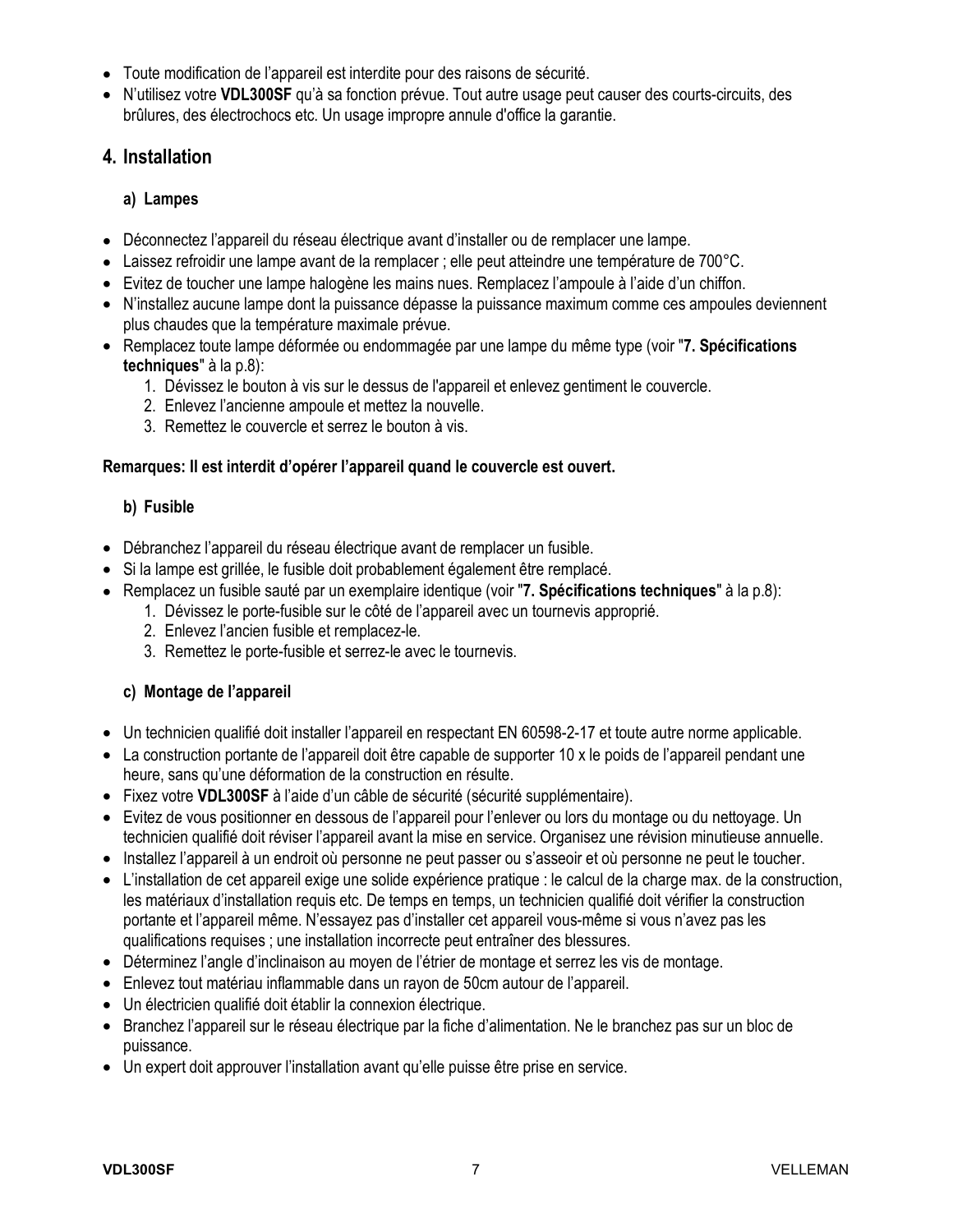- Toute modification de l'appareil est interdite pour des raisons de sécurité.
- N'utilisez votre **VDL300SF** qu'à sa fonction prévue. Tout autre usage peut causer des courts-circuits, des brûlures, des électrochocs etc. Un usage impropre annule d'office la garantie.

## 4. Installation

### a) Lampes

- Déconnectez l'appareil du réseau électrique avant d'installer ou de remplacer une lampe.
- Laissez refroidir une lampe avant de la remplacer ; elle peut atteindre une température de 700°C.
- Evitez de toucher une lampe halogène les mains nues. Remplacez l'ampoule à l'aide d'un chiffon.
- N'installez aucune lampe dont la puissance dépasse la puissance maximum comme ces ampoules deviennent plus chaudes que la température maximale prévue.
- Remplacez toute lampe déformée ou endommagée par une lampe du même type (voir "**7. Spécifications techniques**" à la p.8):
  1. Dévissez le bouton à vis sur le dessus de l'appareil et enlevez gentiment le couvercle.
  2. Enlevez l'ancienne ampoule et mettez la nouvelle.
  3. Remettez le couvercle et serrez le bouton à vis.

**Remarques: Il est interdit d'opérer l'appareil quand le couvercle est ouvert.**

### b) Fusible

- Débranchez l'appareil du réseau électrique avant de remplacer un fusible.
- Si la lampe est grillée, le fusible doit probablement également être remplacé.
- Remplacez un fusible sauté par un exemplaire identique (voir "**7. Spécifications techniques**" à la p.8):
  1. Dévissez le porte-fusible sur le côté de l'appareil avec un tournevis approprié.
  2. Enlevez l'ancien fusible et remplacez-le.
  3. Remettez le porte-fusible et serrez-le avec le tournevis.

### c) Montage de l'appareil

- Un technicien qualifié doit installer l'appareil en respectant EN 60598-2-17 et toute autre norme applicable.
- La construction portante de l'appareil doit être capable de supporter 10 x le poids de l'appareil pendant une heure, sans qu'une déformation de la construction en résulte.
- Fixez votre **VDL300SF** à l'aide d'un câble de sécurité (sécurité supplémentaire).
- Evitez de vous positionner en dessous de l'appareil pour l'enlever ou lors du montage ou du nettoyage. Un technicien qualifié doit réviser l'appareil avant la mise en service. Organisez une révision minutieuse annuelle.
- Installez l'appareil à un endroit où personne ne peut passer ou s'asseoir et où personne ne peut le toucher.
- L'installation de cet appareil exige une solide expérience pratique : le calcul de la charge max. de la construction, les matériaux d'installation requis etc. De temps en temps, un technicien qualifié doit vérifier la construction portante et l'appareil même. N'essayez pas d'installer cet appareil vous-même si vous n'avez pas les qualifications requises ; une installation incorrecte peut entraîner des blessures.
- Déterminez l'angle d'inclinaison au moyen de l'étrier de montage et serrez les vis de montage.
- Enlevez tout matériau inflammable dans un rayon de 50cm autour de l'appareil.
- Un électricien qualifié doit établir la connexion électrique.
- Branchez l'appareil sur le réseau électrique par la fiche d'alimentation. Ne le branchez pas sur un bloc de puissance.
- Un expert doit approuver l'installation avant qu'elle puisse être prise en service.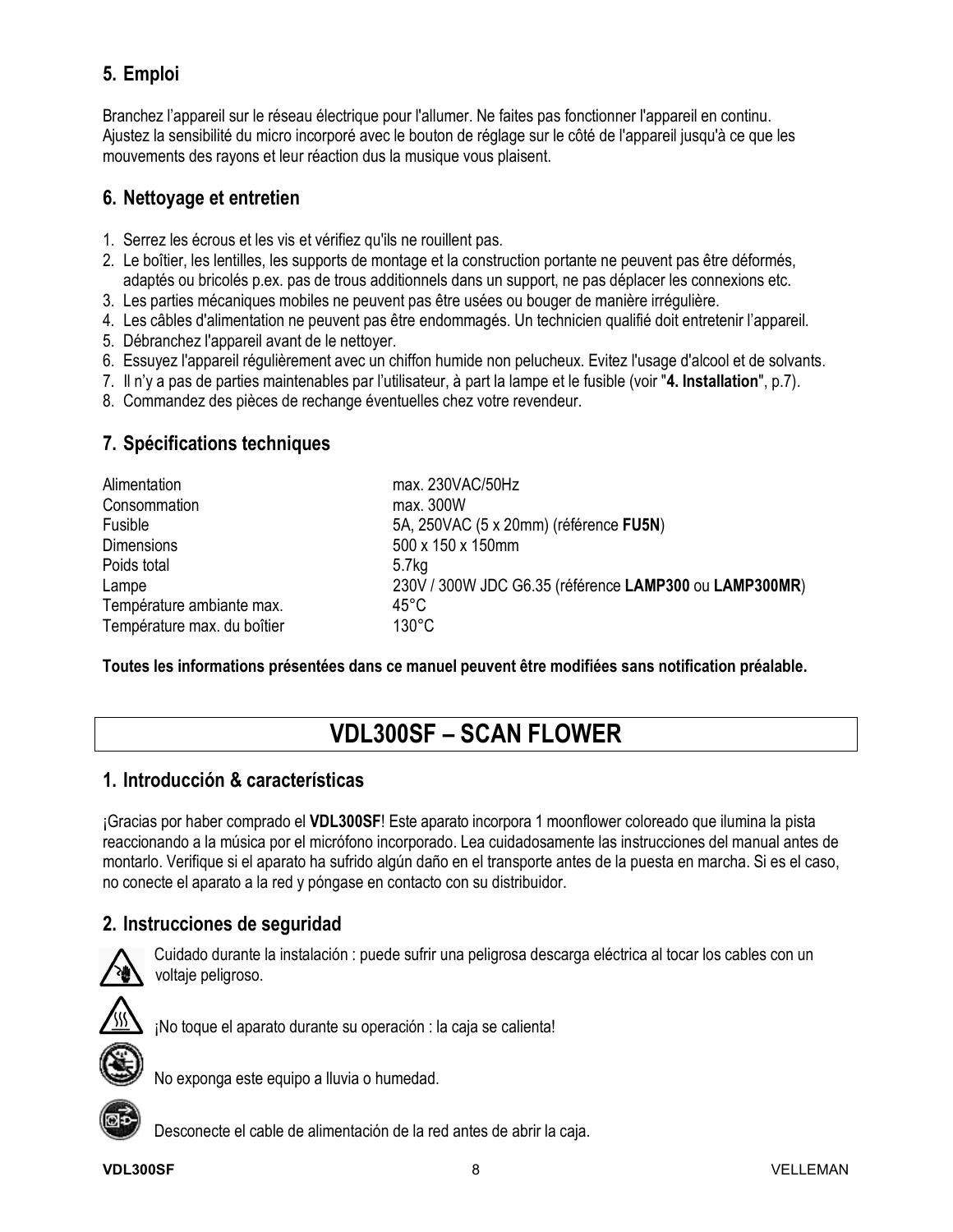## 5. Emploi

Branchez l'appareil sur le réseau électrique pour l'allumer. Ne faites pas fonctionner l'appareil en continu. Ajustez la sensibilité du micro incorporé avec le bouton de réglage sur le côté de l'appareil jusqu'à ce que les mouvements des rayons et leur réaction dus la musique vous plaisent.

## 6. Nettoyage et entretien

1. Serrez les écrous et les vis et vérifiez qu'ils ne rouillent pas.
2. Le boîtier, les lentilles, les supports de montage et la construction portante ne peuvent pas être déformés, adaptés ou bricolés p.ex. pas de trous additionnels dans un support, ne pas déplacer les connexions etc.
3. Les parties mécaniques mobiles ne peuvent pas être usées ou bouger de manière irrégulière.
4. Les câbles d'alimentation ne peuvent pas être endommagés. Un technicien qualifié doit entretenir l'appareil.
5. Débranchez l'appareil avant de le nettoyer.
6. Essuyez l'appareil régulièrement avec un chiffon humide non pelucheux. Evitez l'usage d'alcool et de solvants.
7. Il n'y a pas de parties maintenables par l'utilisateur, à part la lampe et le fusible (voir "**4. Installation**", p.7).
8. Commandez des pièces de rechange éventuelles chez votre revendeur.

## 7. Spécifications techniques

| | |
|---|---|
| Alimentation | max. 230VAC/50Hz |
| Consommation | max. 300W |
| Fusible | 5A, 250VAC (5 x 20mm) (référence **FU5N**) |
| Dimensions | 500 x 150 x 150mm |
| Poids total | 5.7kg |
| Lampe | 230V / 300W JDC G6.35 (référence **LAMP300** ou **LAMP300MR**) |
| Température ambiante max. | 45°C |
| Température max. du boîtier | 130°C |

**Toutes les informations présentées dans ce manuel peuvent être modifiées sans notification préalable.**

# VDL300SF – SCAN FLOWER

## 1. Introducción & características

¡Gracias por haber comprado el **VDL300SF**! Este aparato incorpora 1 moonflower coloreado que ilumina la pista reaccionando a la música por el micrófono incorporado. Lea cuidadosamente las instrucciones del manual antes de montarlo. Verifique si el aparato ha sufrido algún daño en el transporte antes de la puesta en marcha. Si es el caso, no conecte el aparato a la red y póngase en contacto con su distribuidor.

## 2. Instrucciones de seguridad

Cuidado durante la instalación : puede sufrir una peligrosa descarga eléctrica al tocar los cables con un voltaje peligroso.

¡No toque el aparato durante su operación : la caja se calienta!

No exponga este equipo a lluvia o humedad.

Desconecte el cable de alimentación de la red antes de abrir la caja.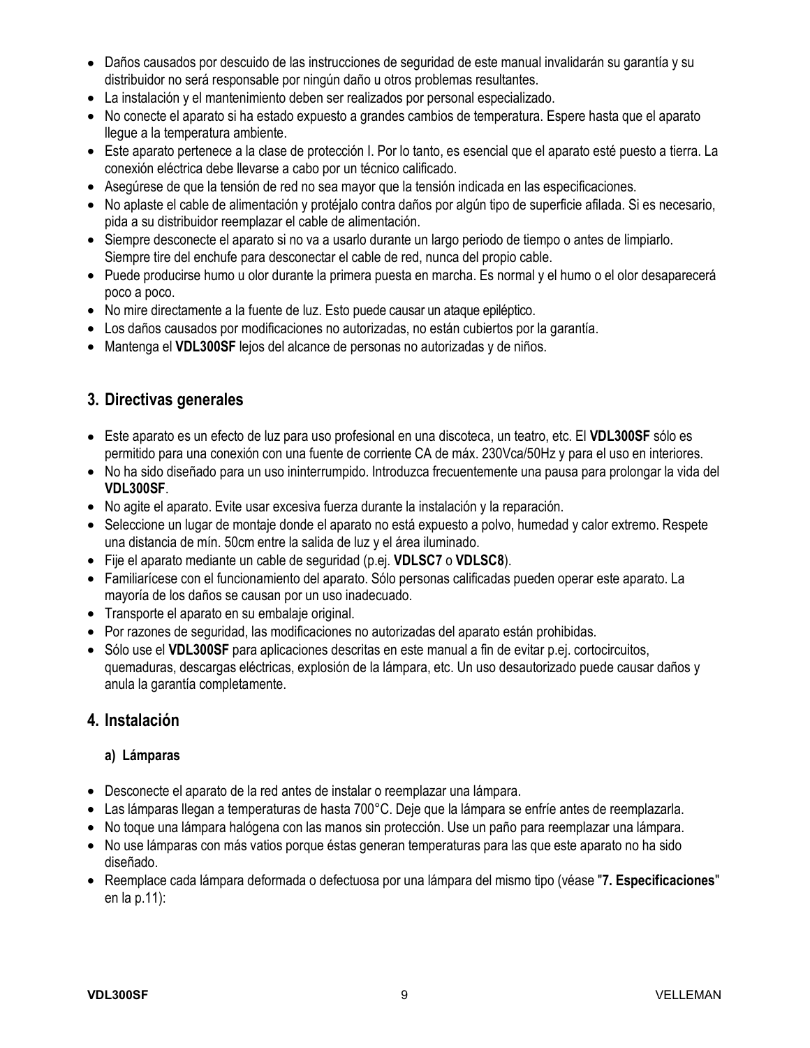- Daños causados por descuido de las instrucciones de seguridad de este manual invalidarán su garantía y su distribuidor no será responsable por ningún daño u otros problemas resultantes.
- La instalación y el mantenimiento deben ser realizados por personal especializado.
- No conecte el aparato si ha estado expuesto a grandes cambios de temperatura. Espere hasta que el aparato llegue a la temperatura ambiente.
- Este aparato pertenece a la clase de protección I. Por lo tanto, es esencial que el aparato esté puesto a tierra. La conexión eléctrica debe llevarse a cabo por un técnico calificado.
- Asegúrese de que la tensión de red no sea mayor que la tensión indicada en las especificaciones.
- No aplaste el cable de alimentación y protéjalo contra daños por algún tipo de superficie afilada. Si es necesario, pida a su distribuidor reemplazar el cable de alimentación.
- Siempre desconecte el aparato si no va a usarlo durante un largo periodo de tiempo o antes de limpiarlo. Siempre tire del enchufe para desconectar el cable de red, nunca del propio cable.
- Puede producirse humo u olor durante la primera puesta en marcha. Es normal y el humo o el olor desaparecerá poco a poco.
- No mire directamente a la fuente de luz. Esto puede causar un ataque epiléptico.
- Los daños causados por modificaciones no autorizadas, no están cubiertos por la garantía.
- Mantenga el **VDL300SF** lejos del alcance de personas no autorizadas y de niños.

## 3. Directivas generales

- Este aparato es un efecto de luz para uso profesional en una discoteca, un teatro, etc. El **VDL300SF** sólo es permitido para una conexión con una fuente de corriente CA de máx. 230Vca/50Hz y para el uso en interiores.
- No ha sido diseñado para un uso ininterrumpido. Introduzca frecuentemente una pausa para prolongar la vida del **VDL300SF**.
- No agite el aparato. Evite usar excesiva fuerza durante la instalación y la reparación.
- Seleccione un lugar de montaje donde el aparato no está expuesto a polvo, humedad y calor extremo. Respete una distancia de mín. 50cm entre la salida de luz y el área iluminado.
- Fije el aparato mediante un cable de seguridad (p.ej. **VDLSC7** o **VDLSC8**).
- Familiarícese con el funcionamiento del aparato. Sólo personas calificadas pueden operar este aparato. La mayoría de los daños se causan por un uso inadecuado.
- Transporte el aparato en su embalaje original.
- Por razones de seguridad, las modificaciones no autorizadas del aparato están prohibidas.
- Sólo use el **VDL300SF** para aplicaciones descritas en este manual a fin de evitar p.ej. cortocircuitos, quemaduras, descargas eléctricas, explosión de la lámpara, etc. Un uso desautorizado puede causar daños y anula la garantía completamente.

## 4. Instalación

### a) Lámparas

- Desconecte el aparato de la red antes de instalar o reemplazar una lámpara.
- Las lámparas llegan a temperaturas de hasta 700°C. Deje que la lámpara se enfríe antes de reemplazarla.
- No toque una lámpara halógena con las manos sin protección. Use un paño para reemplazar una lámpara.
- No use lámparas con más vatios porque éstas generan temperaturas para las que este aparato no ha sido diseñado.
- Reemplace cada lámpara deformada o defectuosa por una lámpara del mismo tipo (véase "**7. Especificaciones**" en la p.11):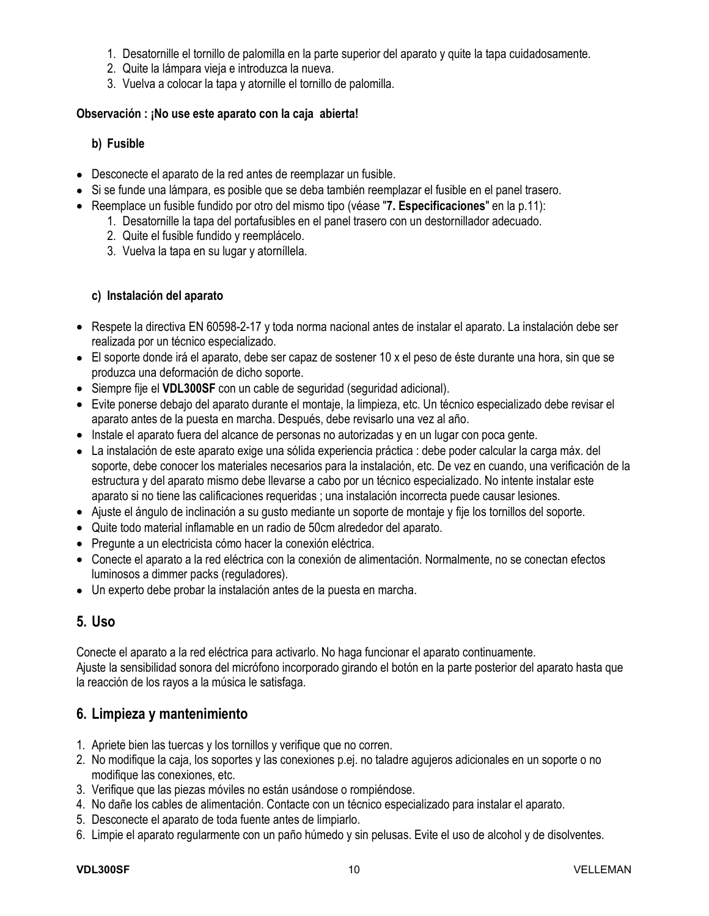1. Desatornille el tornillo de palomilla en la parte superior del aparato y quite la tapa cuidadosamente.
2. Quite la lámpara vieja e introduzca la nueva.
3. Vuelva a colocar la tapa y atornille el tornillo de palomilla.

**Observación : ¡No use este aparato con la caja abierta!**

**b) Fusible**

- Desconecte el aparato de la red antes de reemplazar un fusible.
- Si se funde una lámpara, es posible que se deba también reemplazar el fusible en el panel trasero.
- Reemplace un fusible fundido por otro del mismo tipo (véase "**7. Especificaciones**" en la p.11):
  1. Desatornille la tapa del portafusibles en el panel trasero con un destornillador adecuado.
  2. Quite el fusible fundido y reemplácelo.
  3. Vuelva la tapa en su lugar y atorníllela.

**c) Instalación del aparato**

- Respete la directiva EN 60598-2-17 y toda norma nacional antes de instalar el aparato. La instalación debe ser realizada por un técnico especializado.
- El soporte donde irá el aparato, debe ser capaz de sostener 10 x el peso de éste durante una hora, sin que se produzca una deformación de dicho soporte.
- Siempre fije el **VDL300SF** con un cable de seguridad (seguridad adicional).
- Evite ponerse debajo del aparato durante el montaje, la limpieza, etc. Un técnico especializado debe revisar el aparato antes de la puesta en marcha. Después, debe revisarlo una vez al año.
- Instale el aparato fuera del alcance de personas no autorizadas y en un lugar con poca gente.
- La instalación de este aparato exige una sólida experiencia práctica : debe poder calcular la carga máx. del soporte, debe conocer los materiales necesarios para la instalación, etc. De vez en cuando, una verificación de la estructura y del aparato mismo debe llevarse a cabo por un técnico especializado. No intente instalar este aparato si no tiene las calificaciones requeridas ; una instalación incorrecta puede causar lesiones.
- Ajuste el ángulo de inclinación a su gusto mediante un soporte de montaje y fije los tornillos del soporte.
- Quite todo material inflamable en un radio de 50cm alrededor del aparato.
- Pregunte a un electricista cómo hacer la conexión eléctrica.
- Conecte el aparato a la red eléctrica con la conexión de alimentación. Normalmente, no se conectan efectos luminosos a dimmer packs (reguladores).
- Un experto debe probar la instalación antes de la puesta en marcha.

## 5. Uso

Conecte el aparato a la red eléctrica para activarlo. No haga funcionar el aparato continuamente.
Ajuste la sensibilidad sonora del micrófono incorporado girando el botón en la parte posterior del aparato hasta que la reacción de los rayos a la música le satisfaga.

## 6. Limpieza y mantenimiento

1. Apriete bien las tuercas y los tornillos y verifique que no corren.
2. No modifique la caja, los soportes y las conexiones p.ej. no taladre agujeros adicionales en un soporte o no modifique las conexiones, etc.
3. Verifique que las piezas móviles no están usándose o rompiéndose.
4. No dañe los cables de alimentación. Contacte con un técnico especializado para instalar el aparato.
5. Desconecte el aparato de toda fuente antes de limpiarlo.
6. Limpie el aparato regularmente con un paño húmedo y sin pelusas. Evite el uso de alcohol y de disolventes.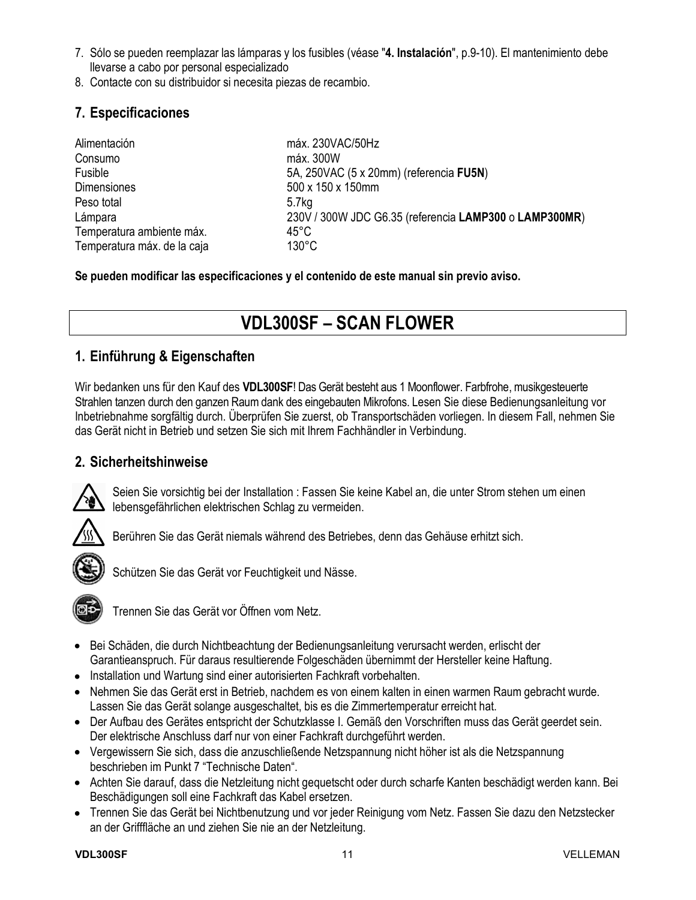7. Sólo se pueden reemplazar las lámparas y los fusibles (véase "**4. Instalación**", p.9-10). El mantenimiento debe llevarse a cabo por personal especializado
8. Contacte con su distribuidor si necesita piezas de recambio.

## 7. Especificaciones

| | |
|---|---|
| Alimentación | máx. 230VAC/50Hz |
| Consumo | máx. 300W |
| Fusible | 5A, 250VAC (5 x 20mm) (referencia **FU5N**) |
| Dimensiones | 500 x 150 x 150mm |
| Peso total | 5.7kg |
| Lámpara | 230V / 300W JDC G6.35 (referencia **LAMP300** o **LAMP300MR**) |
| Temperatura ambiente máx. | 45°C |
| Temperatura máx. de la caja | 130°C |

**Se pueden modificar las especificaciones y el contenido de este manual sin previo aviso.**

# VDL300SF – SCAN FLOWER

## 1. Einführung & Eigenschaften

Wir bedanken uns für den Kauf des **VDL300SF**! Das Gerät besteht aus 1 Moonflower. Farbfrohe, musikgesteuerte Strahlen tanzen durch den ganzen Raum dank des eingebauten Mikrofons. Lesen Sie diese Bedienungsanleitung vor Inbetriebnahme sorgfältig durch. Überprüfen Sie zuerst, ob Transportschäden vorliegen. In diesem Fall, nehmen Sie das Gerät nicht in Betrieb und setzen Sie sich mit Ihrem Fachhändler in Verbindung.

## 2. Sicherheitshinweise

Seien Sie vorsichtig bei der Installation : Fassen Sie keine Kabel an, die unter Strom stehen um einen lebensgefährlichen elektrischen Schlag zu vermeiden.

Berühren Sie das Gerät niemals während des Betriebes, denn das Gehäuse erhitzt sich.

Schützen Sie das Gerät vor Feuchtigkeit und Nässe.

Trennen Sie das Gerät vor Öffnen vom Netz.

- Bei Schäden, die durch Nichtbeachtung der Bedienungsanleitung verursacht werden, erlischt der Garantieanspruch. Für daraus resultierende Folgeschäden übernimmt der Hersteller keine Haftung.
- Installation und Wartung sind einer autorisierten Fachkraft vorbehalten.
- Nehmen Sie das Gerät erst in Betrieb, nachdem es von einem kalten in einen warmen Raum gebracht wurde. Lassen Sie das Gerät solange ausgeschaltet, bis es die Zimmertemperatur erreicht hat.
- Der Aufbau des Gerätes entspricht der Schutzklasse I. Gemäß den Vorschriften muss das Gerät geerdet sein. Der elektrische Anschluss darf nur von einer Fachkraft durchgeführt werden.
- Vergewissern Sie sich, dass die anzuschließende Netzspannung nicht höher ist als die Netzspannung beschrieben im Punkt 7 “Technische Daten“.
- Achten Sie darauf, dass die Netzleitung nicht gequetscht oder durch scharfe Kanten beschädigt werden kann. Bei Beschädigungen soll eine Fachkraft das Kabel ersetzen.
- Trennen Sie das Gerät bei Nichtbenutzung und vor jeder Reinigung vom Netz. Fassen Sie dazu den Netzstecker an der Grifffläche an und ziehen Sie nie an der Netzleitung.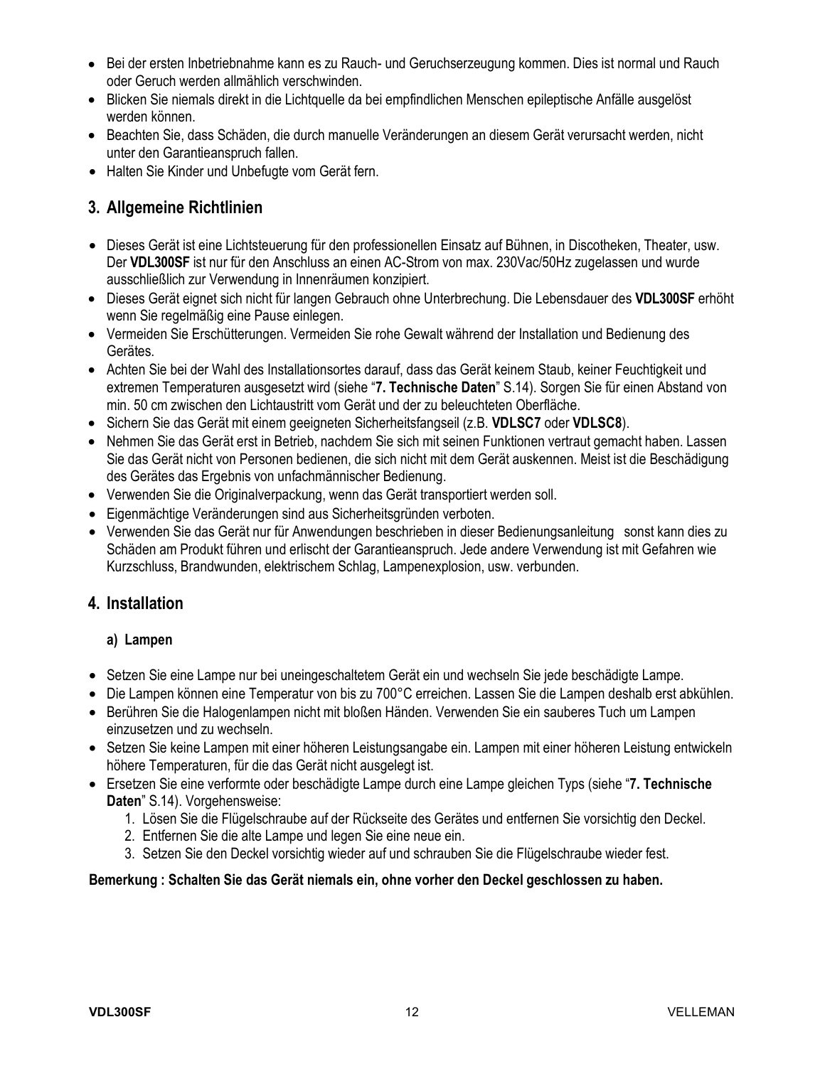- Bei der ersten Inbetriebnahme kann es zu Rauch- und Geruchserzeugung kommen. Dies ist normal und Rauch oder Geruch werden allmählich verschwinden.
- Blicken Sie niemals direkt in die Lichtquelle da bei empfindlichen Menschen epileptische Anfälle ausgelöst werden können.
- Beachten Sie, dass Schäden, die durch manuelle Veränderungen an diesem Gerät verursacht werden, nicht unter den Garantieanspruch fallen.
- Halten Sie Kinder und Unbefugte vom Gerät fern.

## 3. Allgemeine Richtlinien

- Dieses Gerät ist eine Lichtsteuerung für den professionellen Einsatz auf Bühnen, in Discotheken, Theater, usw. Der **VDL300SF** ist nur für den Anschluss an einen AC-Strom von max. 230Vac/50Hz zugelassen und wurde ausschließlich zur Verwendung in Innenräumen konzipiert.
- Dieses Gerät eignet sich nicht für langen Gebrauch ohne Unterbrechung. Die Lebensdauer des **VDL300SF** erhöht wenn Sie regelmäßig eine Pause einlegen.
- Vermeiden Sie Erschütterungen. Vermeiden Sie rohe Gewalt während der Installation und Bedienung des Gerätes.
- Achten Sie bei der Wahl des Installationsortes darauf, dass das Gerät keinem Staub, keiner Feuchtigkeit und extremen Temperaturen ausgesetzt wird (siehe "**7. Technische Daten**" S.14). Sorgen Sie für einen Abstand von min. 50 cm zwischen den Lichtaustritt vom Gerät und der zu beleuchteten Oberfläche.
- Sichern Sie das Gerät mit einem geeigneten Sicherheitsfangseil (z.B. **VDLSC7** oder **VDLSC8**).
- Nehmen Sie das Gerät erst in Betrieb, nachdem Sie sich mit seinen Funktionen vertraut gemacht haben. Lassen Sie das Gerät nicht von Personen bedienen, die sich nicht mit dem Gerät auskennen. Meist ist die Beschädigung des Gerätes das Ergebnis von unfachmännischer Bedienung.
- Verwenden Sie die Originalverpackung, wenn das Gerät transportiert werden soll.
- Eigenmächtige Veränderungen sind aus Sicherheitsgründen verboten.
- Verwenden Sie das Gerät nur für Anwendungen beschrieben in dieser Bedienungsanleitung sonst kann dies zu Schäden am Produkt führen und erlischt der Garantieanspruch. Jede andere Verwendung ist mit Gefahren wie Kurzschluss, Brandwunden, elektrischem Schlag, Lampenexplosion, usw. verbunden.

## 4. Installation

### a) Lampen

- Setzen Sie eine Lampe nur bei uneingeschaltetem Gerät ein und wechseln Sie jede beschädigte Lampe.
- Die Lampen können eine Temperatur von bis zu 700°C erreichen. Lassen Sie die Lampen deshalb erst abkühlen.
- Berühren Sie die Halogenlampen nicht mit bloßen Händen. Verwenden Sie ein sauberes Tuch um Lampen einzusetzen und zu wechseln.
- Setzen Sie keine Lampen mit einer höheren Leistungsangabe ein. Lampen mit einer höheren Leistung entwickeln höhere Temperaturen, für die das Gerät nicht ausgelegt ist.
- Ersetzen Sie eine verformte oder beschädigte Lampe durch eine Lampe gleichen Typs (siehe "**7. Technische Daten**" S.14). Vorgehensweise:
  1. Lösen Sie die Flügelschraube auf der Rückseite des Gerätes und entfernen Sie vorsichtig den Deckel.
  2. Entfernen Sie die alte Lampe und legen Sie eine neue ein.
  3. Setzen Sie den Deckel vorsichtig wieder auf und schrauben Sie die Flügelschraube wieder fest.

**Bemerkung : Schalten Sie das Gerät niemals ein, ohne vorher den Deckel geschlossen zu haben.**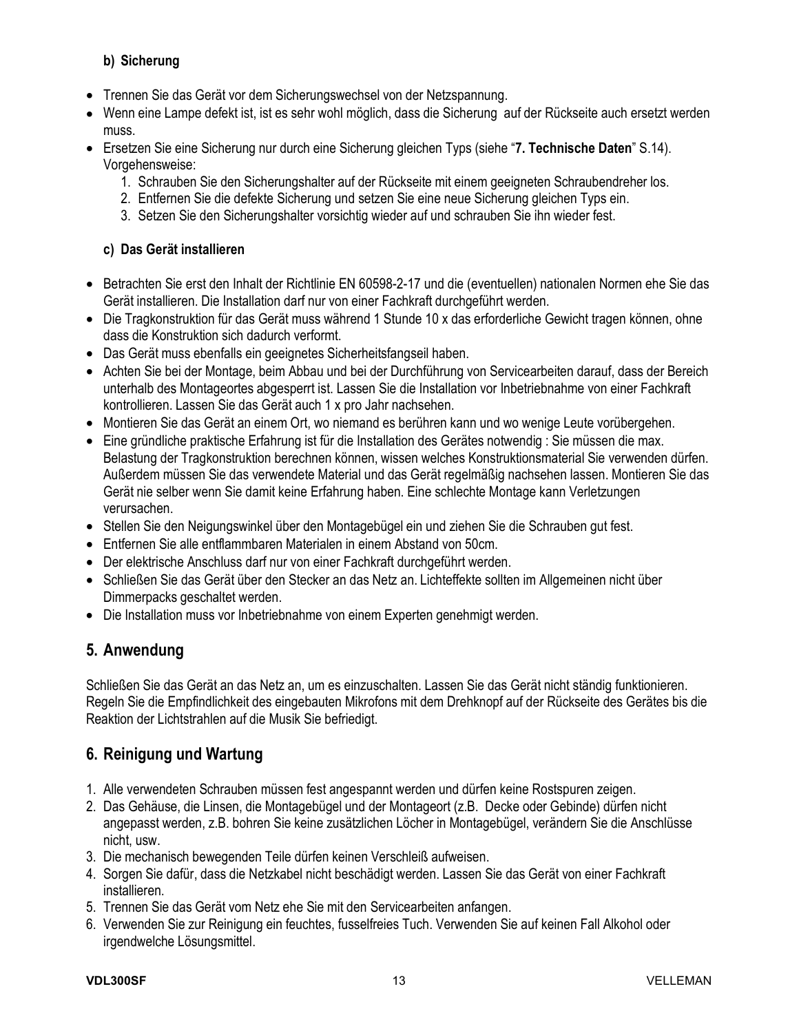### b) Sicherung

- Trennen Sie das Gerät vor dem Sicherungswechsel von der Netzspannung.
- Wenn eine Lampe defekt ist, ist es sehr wohl möglich, dass die Sicherung auf der Rückseite auch ersetzt werden muss.
- Ersetzen Sie eine Sicherung nur durch eine Sicherung gleichen Typs (siehe "**7. Technische Daten**" S.14). Vorgehensweise:
    1. Schrauben Sie den Sicherungshalter auf der Rückseite mit einem geeigneten Schraubendreher los.
    2. Entfernen Sie die defekte Sicherung und setzen Sie eine neue Sicherung gleichen Typs ein.
    3. Setzen Sie den Sicherungshalter vorsichtig wieder auf und schrauben Sie ihn wieder fest.

### c) Das Gerät installieren

- Betrachten Sie erst den Inhalt der Richtlinie EN 60598-2-17 und die (eventuellen) nationalen Normen ehe Sie das Gerät installieren. Die Installation darf nur von einer Fachkraft durchgeführt werden.
- Die Tragkonstruktion für das Gerät muss während 1 Stunde 10 x das erforderliche Gewicht tragen können, ohne dass die Konstruktion sich dadurch verformt.
- Das Gerät muss ebenfalls ein geeignetes Sicherheitsfangseil haben.
- Achten Sie bei der Montage, beim Abbau und bei der Durchführung von Servicearbeiten darauf, dass der Bereich unterhalb des Montageortes abgesperrt ist. Lassen Sie die Installation vor Inbetriebnahme von einer Fachkraft kontrollieren. Lassen Sie das Gerät auch 1 x pro Jahr nachsehen.
- Montieren Sie das Gerät an einem Ort, wo niemand es berühren kann und wo wenige Leute vorübergehen.
- Eine gründliche praktische Erfahrung ist für die Installation des Gerätes notwendig : Sie müssen die max. Belastung der Tragkonstruktion berechnen können, wissen welches Konstruktionsmaterial Sie verwenden dürfen. Außerdem müssen Sie das verwendete Material und das Gerät regelmäßig nachsehen lassen. Montieren Sie das Gerät nie selber wenn Sie damit keine Erfahrung haben. Eine schlechte Montage kann Verletzungen verursachen.
- Stellen Sie den Neigungswinkel über den Montagebügel ein und ziehen Sie die Schrauben gut fest.
- Entfernen Sie alle entflammbaren Materialen in einem Abstand von 50cm.
- Der elektrische Anschluss darf nur von einer Fachkraft durchgeführt werden.
- Schließen Sie das Gerät über den Stecker an das Netz an. Lichteffekte sollten im Allgemeinen nicht über Dimmerpacks geschaltet werden.
- Die Installation muss vor Inbetriebnahme von einem Experten genehmigt werden.

## 5. Anwendung

Schließen Sie das Gerät an das Netz an, um es einzuschalten. Lassen Sie das Gerät nicht ständig funktionieren. Regeln Sie die Empfindlichkeit des eingebauten Mikrofons mit dem Drehknopf auf der Rückseite des Gerätes bis die Reaktion der Lichtstrahlen auf die Musik Sie befriedigt.

## 6. Reinigung und Wartung

1. Alle verwendeten Schrauben müssen fest angespannt werden und dürfen keine Rostspuren zeigen.
2. Das Gehäuse, die Linsen, die Montagebügel und der Montageort (z.B. Decke oder Gebinde) dürfen nicht angepasst werden, z.B. bohren Sie keine zusätzlichen Löcher in Montagebügel, verändern Sie die Anschlüsse nicht, usw.
3. Die mechanisch bewegenden Teile dürfen keinen Verschleiß aufweisen.
4. Sorgen Sie dafür, dass die Netzkabel nicht beschädigt werden. Lassen Sie das Gerät von einer Fachkraft installieren.
5. Trennen Sie das Gerät vom Netz ehe Sie mit den Servicearbeiten anfangen.
6. Verwenden Sie zur Reinigung ein feuchtes, fusselfreies Tuch. Verwenden Sie auf keinen Fall Alkohol oder irgendwelche Lösungsmittel.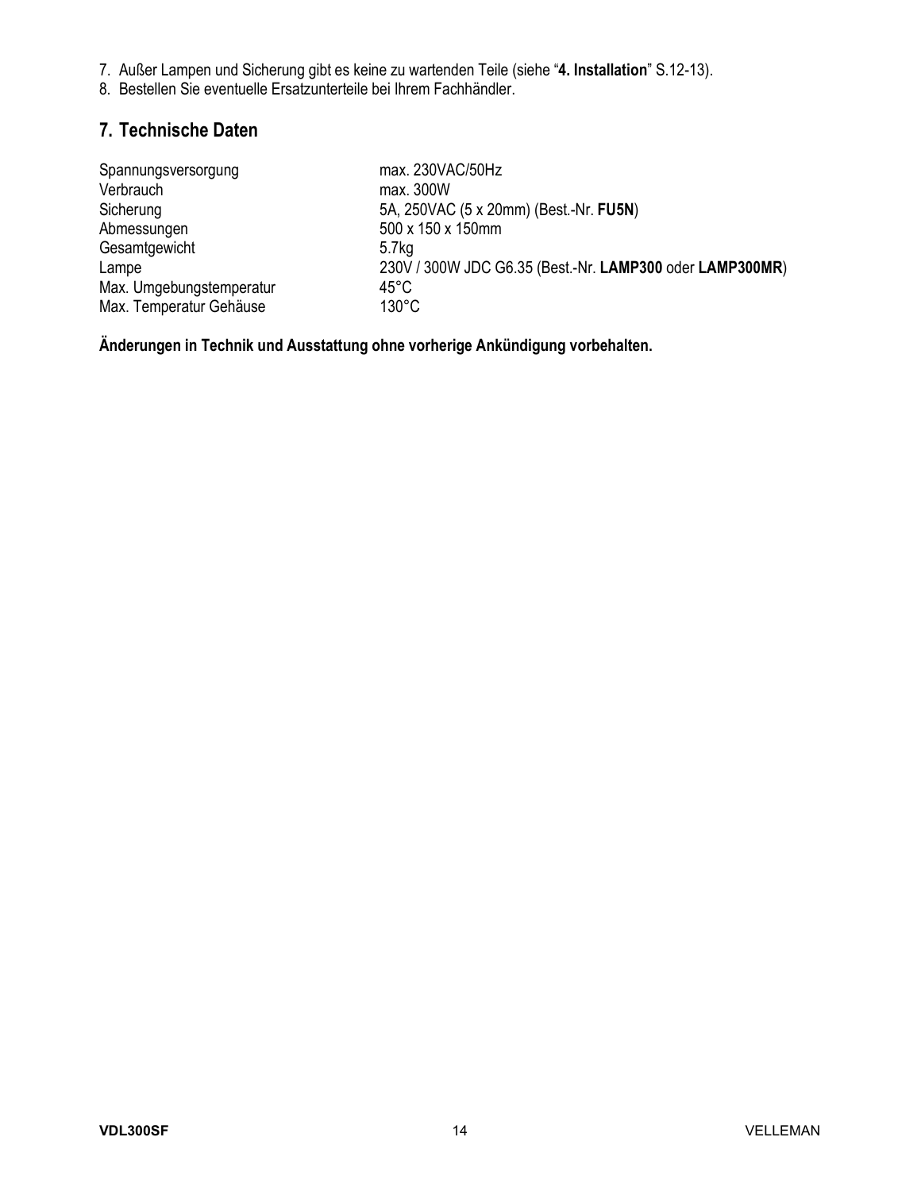7. Außer Lampen und Sicherung gibt es keine zu wartenden Teile (siehe "**4. Installation**" S.12-13).
8. Bestellen Sie eventuelle Ersatzunterteile bei Ihrem Fachhändler.

## 7. Technische Daten

| | |
|---|---|
| Spannungsversorgung | max. 230VAC/50Hz |
| Verbrauch | max. 300W |
| Sicherung | 5A, 250VAC (5 x 20mm) (Best.-Nr. **FU5N**) |
| Abmessungen | 500 x 150 x 150mm |
| Gesamtgewicht | 5.7kg |
| Lampe | 230V / 300W JDC G6.35 (Best.-Nr. **LAMP300** oder **LAMP300MR**) |
| Max. Umgebungstemperatur | 45°C |
| Max. Temperatur Gehäuse | 130°C |

**Änderungen in Technik und Ausstattung ohne vorherige Ankündigung vorbehalten.**